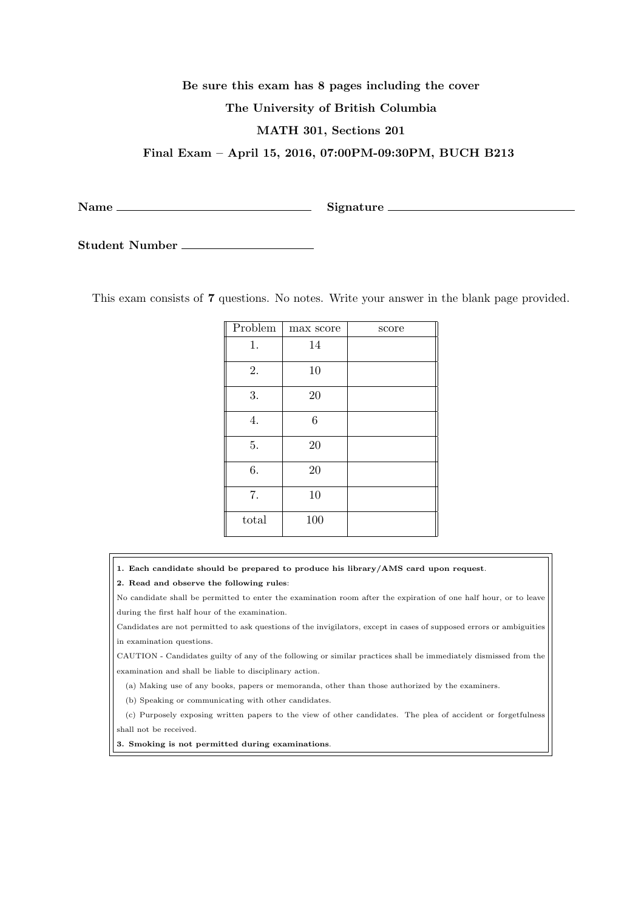**Be sure this exam has 8 pages including the cover**

**The University of British Columbia**

**MATH 301, Sections 201**

**Final Exam – April 15, 2016, 07:00PM-09:30PM, BUCH B213**

**Name** \_\_\_\_\_\_\_\_\_\_\_\_\_\_\_\_\_\_\_\_\_\_\_\_\_\_\_\_ **Signature** \_\_\_\_\_\_\_\_\_\_\_\_\_\_\_\_\_\_\_\_\_\_\_\_\_\_\_\_

**Student Number** \_\_\_\_\_\_\_\_\_\_\_\_\_\_\_\_\_\_\_\_

This exam consists of **7** questions. No notes. Write your answer in the blank page provided.

| Problem | max score | score |
|---|---|---|
| 1. | 14 | |
| 2. | 10 | |
| 3. | 20 | |
| 4. | 6 | |
| 5. | 20 | |
| 6. | 20 | |
| 7. | 10 | |
| total | 100 | |

**1. Each candidate should be prepared to produce his library/AMS card upon request.**

**2. Read and observe the following rules:**

No candidate shall be permitted to enter the examination room after the expiration of one half hour, or to leave during the first half hour of the examination.

Candidates are not permitted to ask questions of the invigilators, except in cases of supposed errors or ambiguities in examination questions.

CAUTION - Candidates guilty of any of the following or similar practices shall be immediately dismissed from the examination and shall be liable to disciplinary action.

(a) Making use of any books, papers or memoranda, other than those authorized by the examiners.

(b) Speaking or communicating with other candidates.

(c) Purposely exposing written papers to the view of other candidates. The plea of accident or forgetfulness shall not be received.

**3. Smoking is not permitted during examinations.**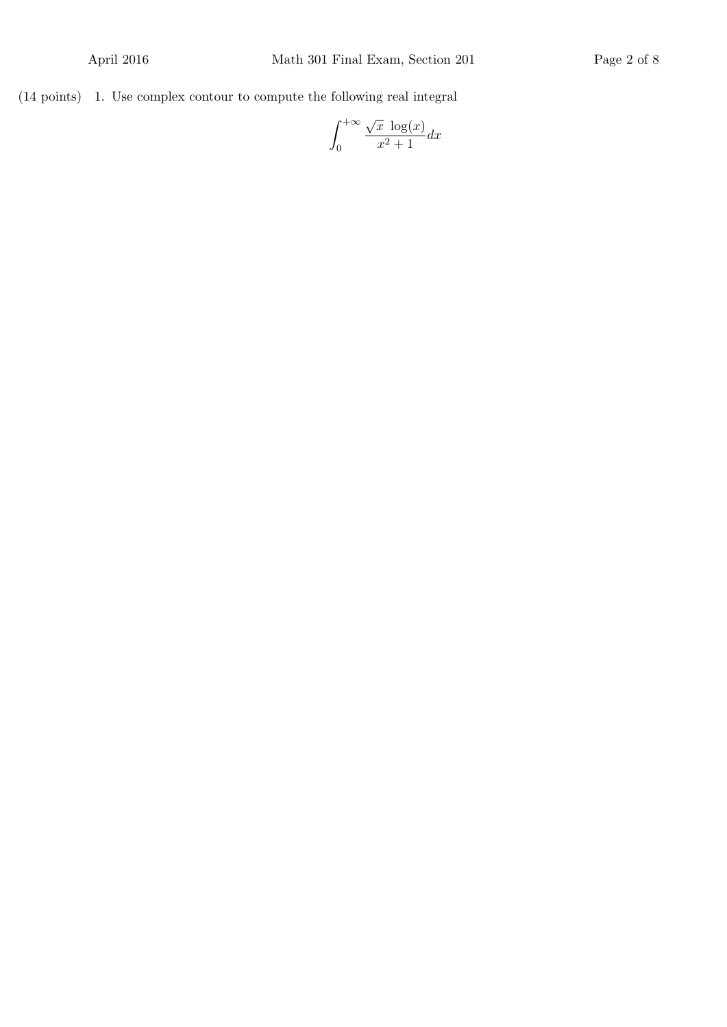(14 points) 1. Use complex contour to compute the following real integral

$$\int_0^{+\infty} \frac{\sqrt{x}\ \log(x)}{x^2+1} dx$$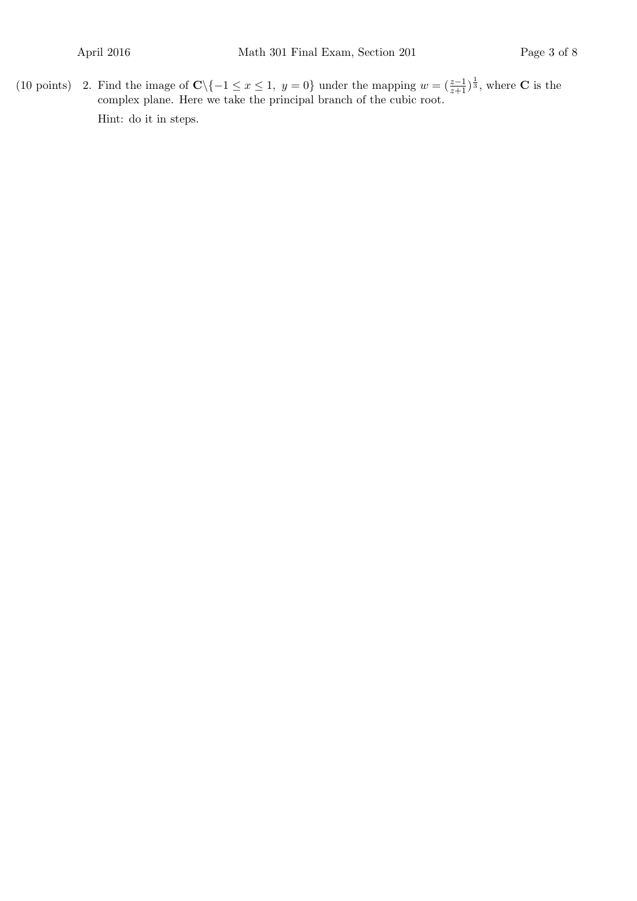(10 points) 2. Find the image of $\mathbf{C}\backslash\{-1 \leq x \leq 1,\ y = 0\}$ under the mapping $w = (\frac{z-1}{z+1})^{\frac{1}{3}}$, where $\mathbf{C}$ is the complex plane. Here we take the principal branch of the cubic root.

Hint: do it in steps.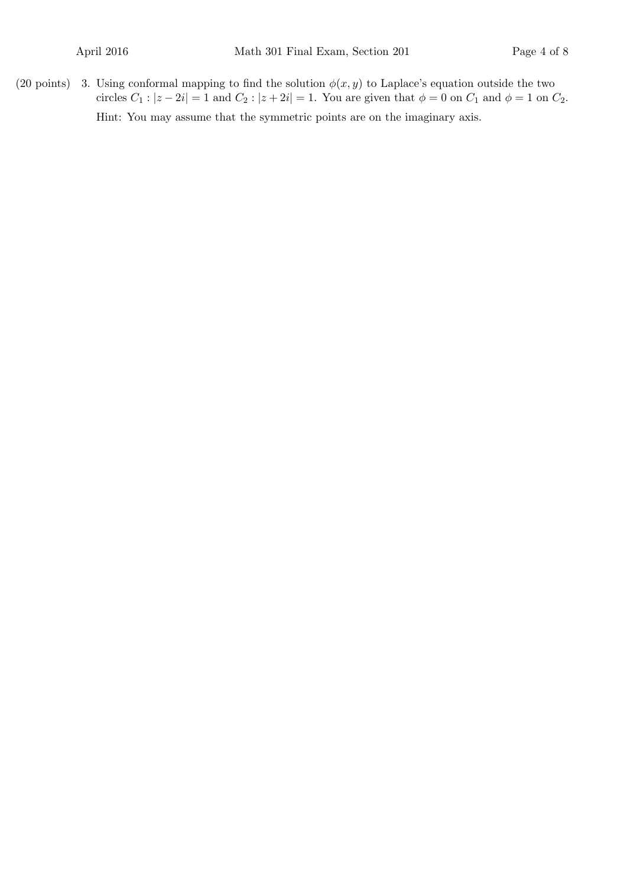(20 points) 3. Using conformal mapping to find the solution $\phi(x, y)$ to Laplace's equation outside the two circles $C_1 : |z - 2i| = 1$ and $C_2 : |z + 2i| = 1$. You are given that $\phi = 0$ on $C_1$ and $\phi = 1$ on $C_2$.

Hint: You may assume that the symmetric points are on the imaginary axis.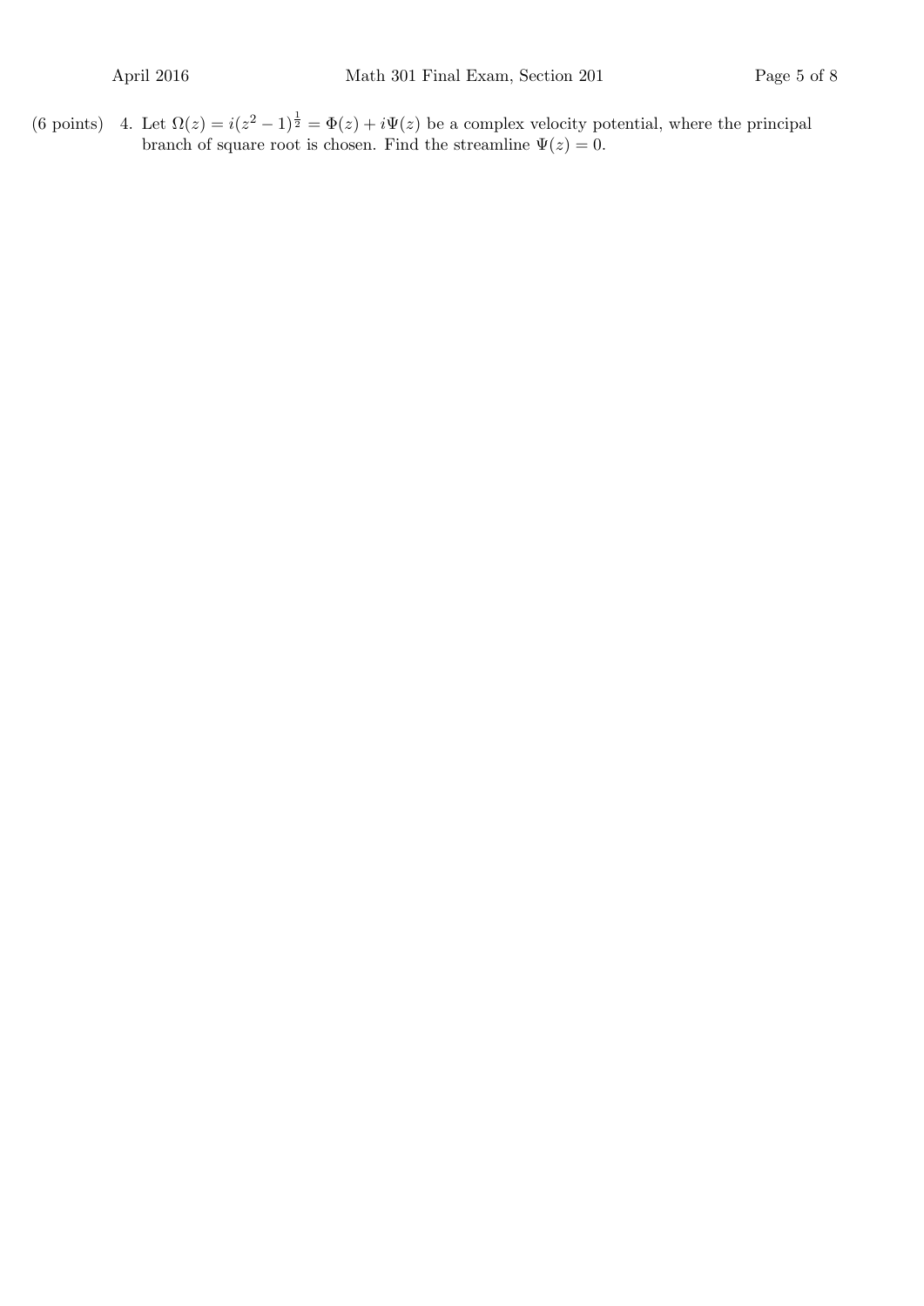(6 points) 4. Let $\Omega(z) = i(z^2 - 1)^{\frac{1}{2}} = \Phi(z) + i\Psi(z)$ be a complex velocity potential, where the principal branch of square root is chosen. Find the streamline $\Psi(z) = 0$.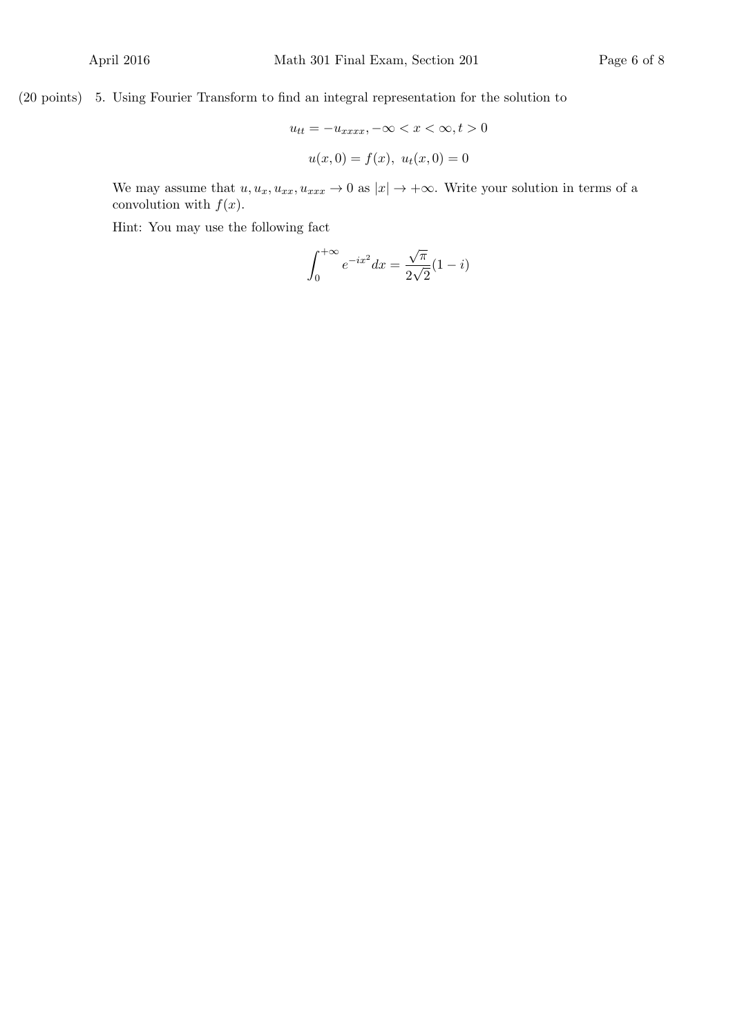(20 points) 5. Using Fourier Transform to find an integral representation for the solution to

$$u_{tt} = -u_{xxxx}, -\infty < x < \infty, t > 0$$

$$u(x,0) = f(x),\ u_t(x,0) = 0$$

We may assume that $u, u_x, u_{xx}, u_{xxx} \to 0$ as $|x| \to +\infty$. Write your solution in terms of a convolution with $f(x)$.

Hint: You may use the following fact

$$\int_0^{+\infty} e^{-ix^2} dx = \frac{\sqrt{\pi}}{2\sqrt{2}}(1-i)$$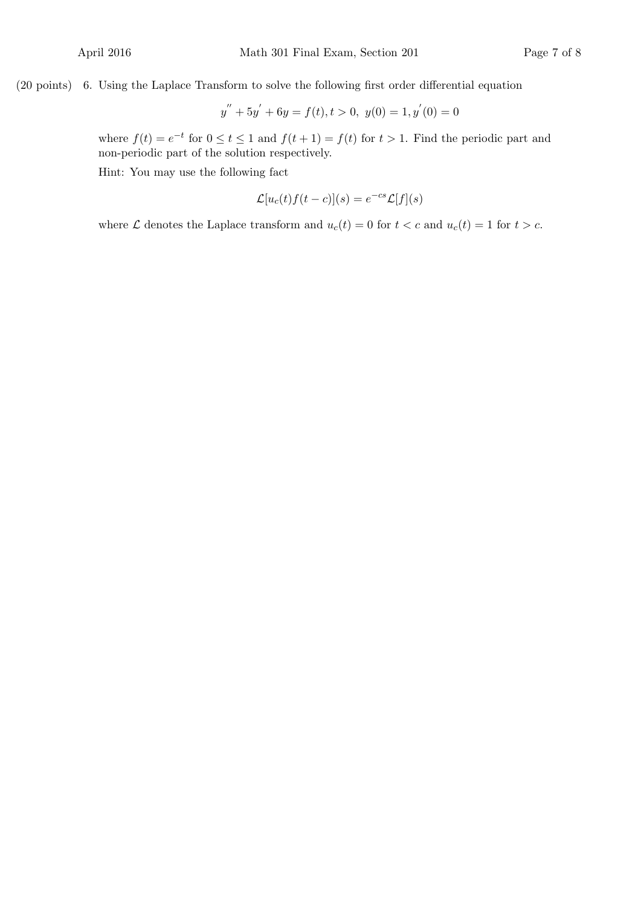(20 points) 6. Using the Laplace Transform to solve the following first order differential equation

$$y^{''} + 5y^{'} + 6y = f(t), t > 0, \; y(0) = 1, y^{'}(0) = 0$$

where $f(t) = e^{-t}$ for $0 \leq t \leq 1$ and $f(t+1) = f(t)$ for $t > 1$. Find the periodic part and non-periodic part of the solution respectively.

Hint: You may use the following fact

$$\mathcal{L}[u_c(t)f(t-c)](s) = e^{-cs}\mathcal{L}[f](s)$$

where $\mathcal{L}$ denotes the Laplace transform and $u_c(t) = 0$ for $t < c$ and $u_c(t) = 1$ for $t > c$.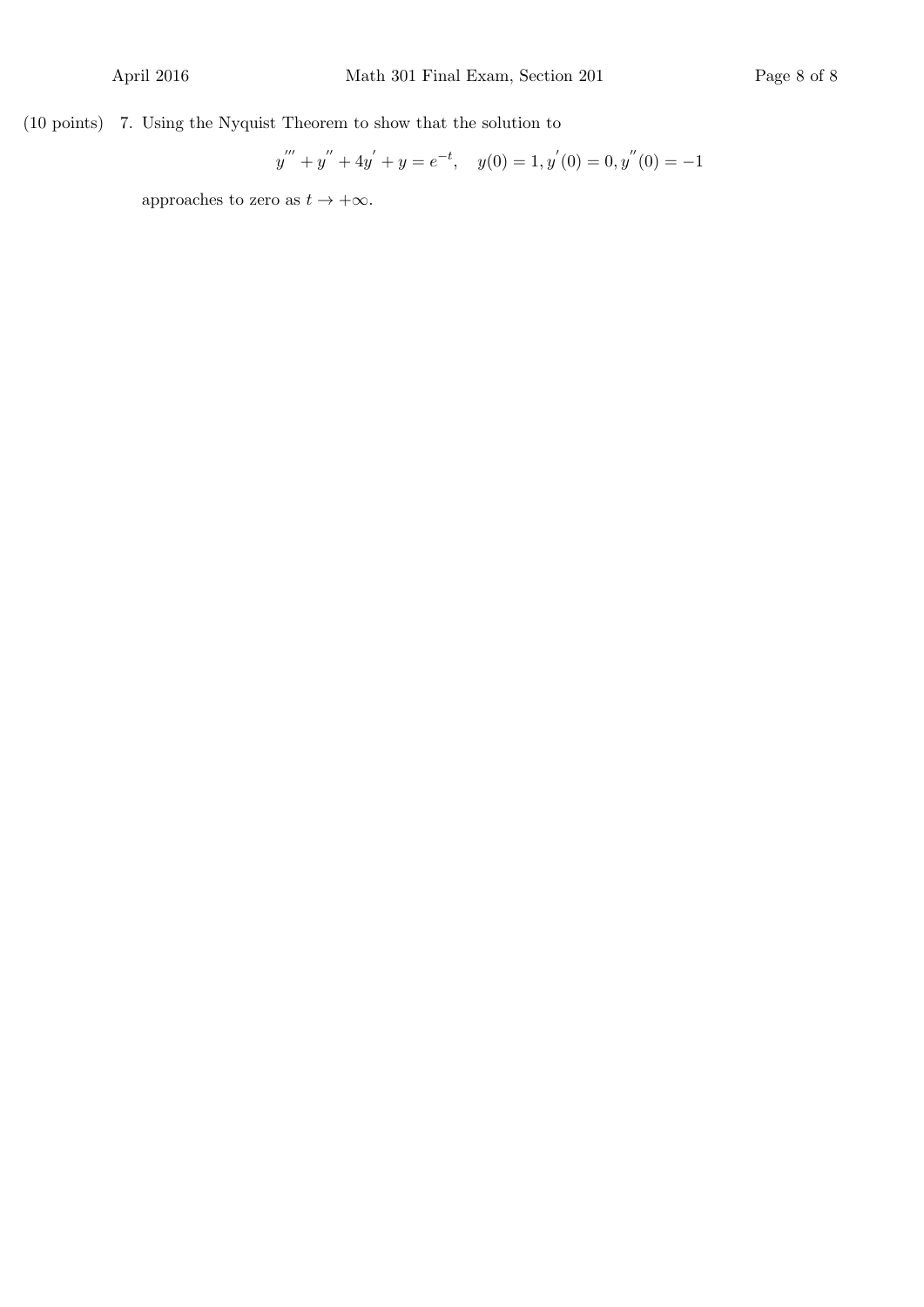(10 points) 7. Using the Nyquist Theorem to show that the solution to

$$y''' + y'' + 4y' + y = e^{-t}, \quad y(0) = 1, y'(0) = 0, y''(0) = -1$$

approaches to zero as $t \to +\infty$.